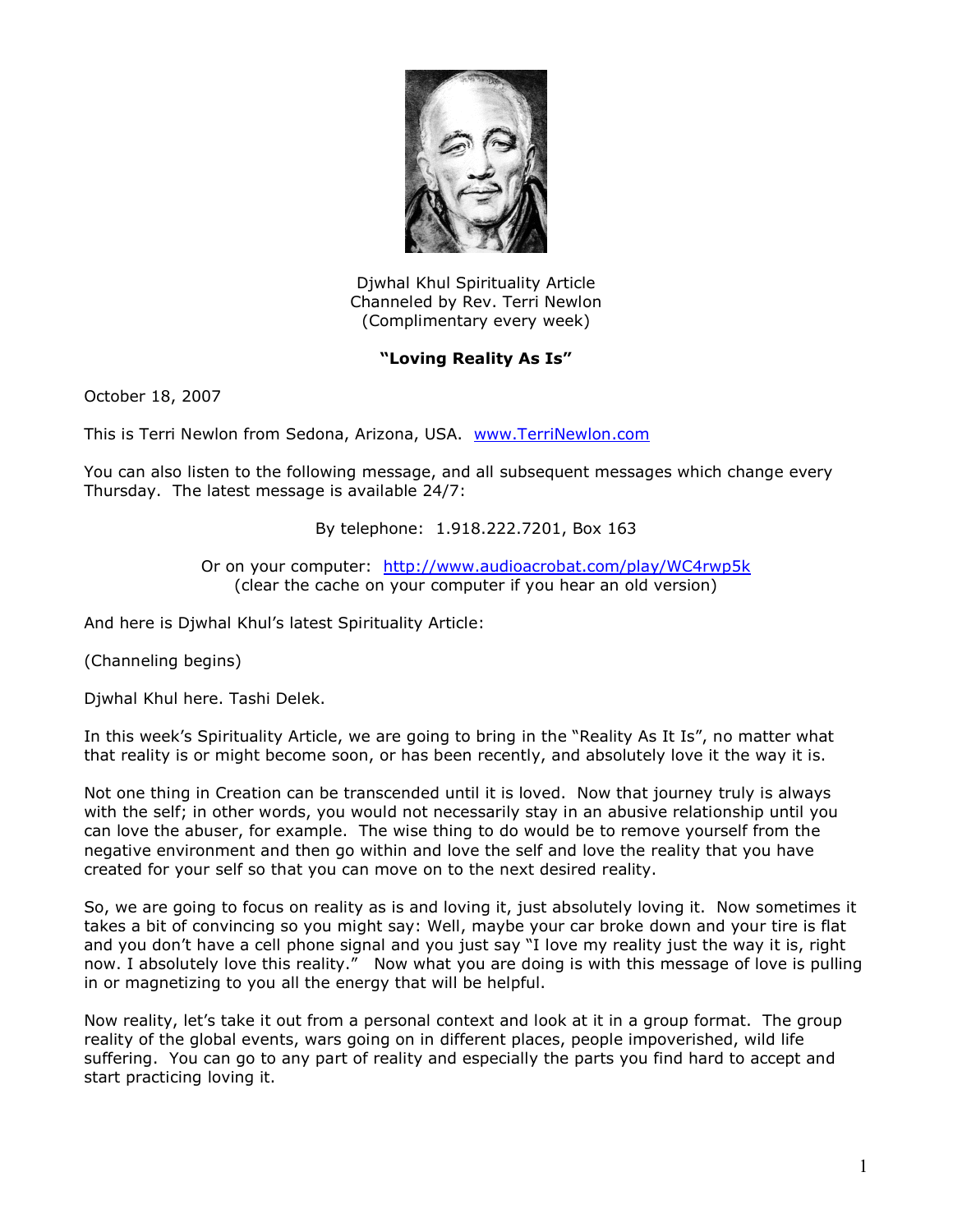Djwhal Khul Spirituality Article
Channeled by Rev. Terri Newlon
(Complimentary every week)

**"Loving Reality As Is"**

October 18, 2007

This is Terri Newlon from Sedona, Arizona, USA. [www.TerriNewlon.com](http://www.TerriNewlon.com)

You can also listen to the following message, and all subsequent messages which change every Thursday. The latest message is available 24/7:

By telephone: 1.918.222.7201, Box 163

Or on your computer: [http://www.audioacrobat.com/play/WC4rwp5k](http://www.audioacrobat.com/play/WC4rwp5k)
(clear the cache on your computer if you hear an old version)

And here is Djwhal Khul's latest Spirituality Article:

(Channeling begins)

Djwhal Khul here. Tashi Delek.

In this week's Spirituality Article, we are going to bring in the "Reality As It Is", no matter what that reality is or might become soon, or has been recently, and absolutely love it the way it is.

Not one thing in Creation can be transcended until it is loved. Now that journey truly is always with the self; in other words, you would not necessarily stay in an abusive relationship until you can love the abuser, for example. The wise thing to do would be to remove yourself from the negative environment and then go within and love the self and love the reality that you have created for your self so that you can move on to the next desired reality.

So, we are going to focus on reality as is and loving it, just absolutely loving it. Now sometimes it takes a bit of convincing so you might say: Well, maybe your car broke down and your tire is flat and you don't have a cell phone signal and you just say "I love my reality just the way it is, right now. I absolutely love this reality." Now what you are doing is with this message of love is pulling in or magnetizing to you all the energy that will be helpful.

Now reality, let's take it out from a personal context and look at it in a group format. The group reality of the global events, wars going on in different places, people impoverished, wild life suffering. You can go to any part of reality and especially the parts you find hard to accept and start practicing loving it.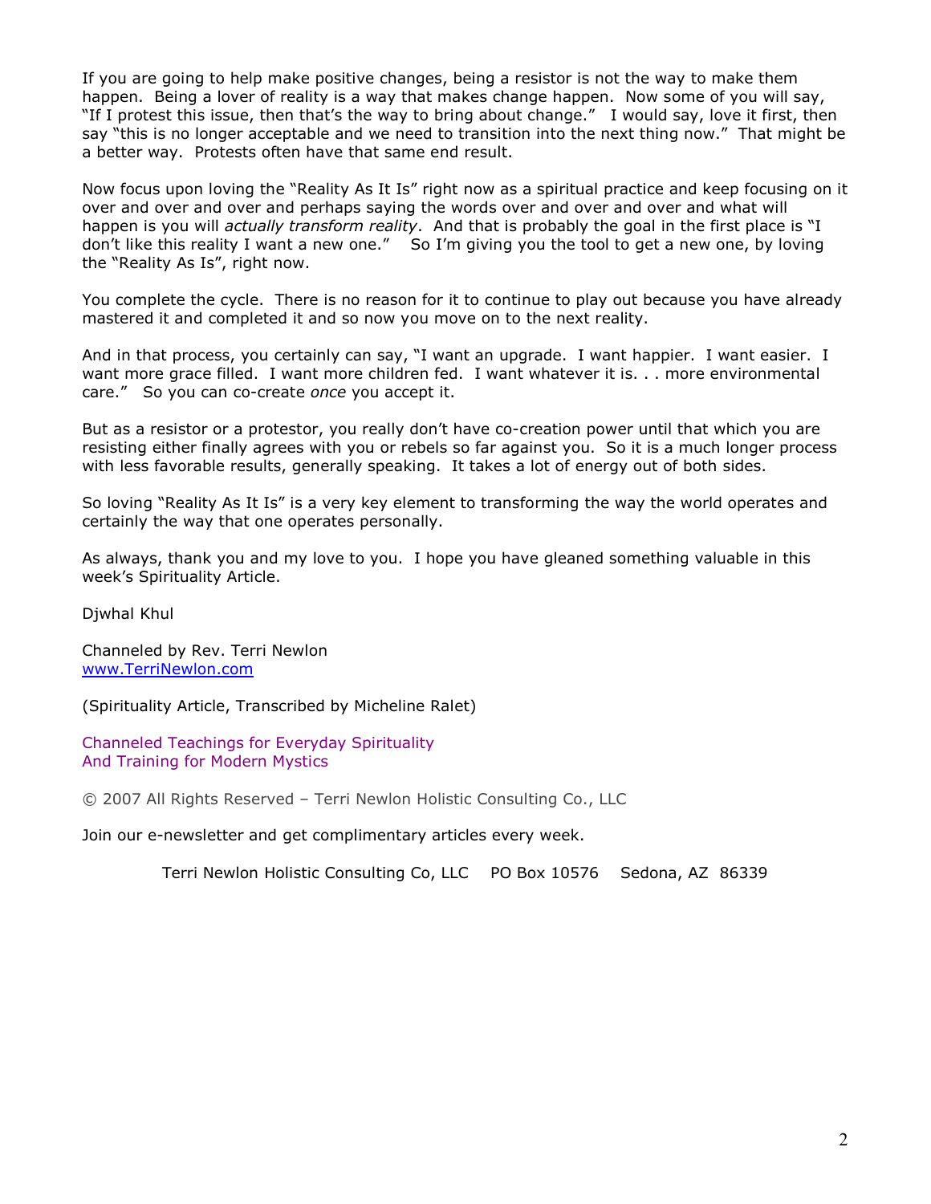If you are going to help make positive changes, being a resistor is not the way to make them happen. Being a lover of reality is a way that makes change happen. Now some of you will say, "If I protest this issue, then that's the way to bring about change." I would say, love it first, then say "this is no longer acceptable and we need to transition into the next thing now." That might be a better way. Protests often have that same end result.

Now focus upon loving the "Reality As It Is" right now as a spiritual practice and keep focusing on it over and over and over and perhaps saying the words over and over and over and what will happen is you will *actually transform reality*. And that is probably the goal in the first place is "I don't like this reality I want a new one." So I'm giving you the tool to get a new one, by loving the "Reality As Is", right now.

You complete the cycle. There is no reason for it to continue to play out because you have already mastered it and completed it and so now you move on to the next reality.

And in that process, you certainly can say, "I want an upgrade. I want happier. I want easier. I want more grace filled. I want more children fed. I want whatever it is. . . more environmental care." So you can co-create *once* you accept it.

But as a resistor or a protestor, you really don't have co-creation power until that which you are resisting either finally agrees with you or rebels so far against you. So it is a much longer process with less favorable results, generally speaking. It takes a lot of energy out of both sides.

So loving "Reality As It Is" is a very key element to transforming the way the world operates and certainly the way that one operates personally.

As always, thank you and my love to you. I hope you have gleaned something valuable in this week's Spirituality Article.

Djwhal Khul

Channeled by Rev. Terri Newlon
[www.TerriNewlon.com](http://www.TerriNewlon.com)

(Spirituality Article, Transcribed by Micheline Ralet)

Channeled Teachings for Everyday Spirituality
And Training for Modern Mystics

© 2007 All Rights Reserved – Terri Newlon Holistic Consulting Co., LLC

Join our e-newsletter and get complimentary articles every week.

Terri Newlon Holistic Consulting Co, LLC PO Box 10576 Sedona, AZ 86339